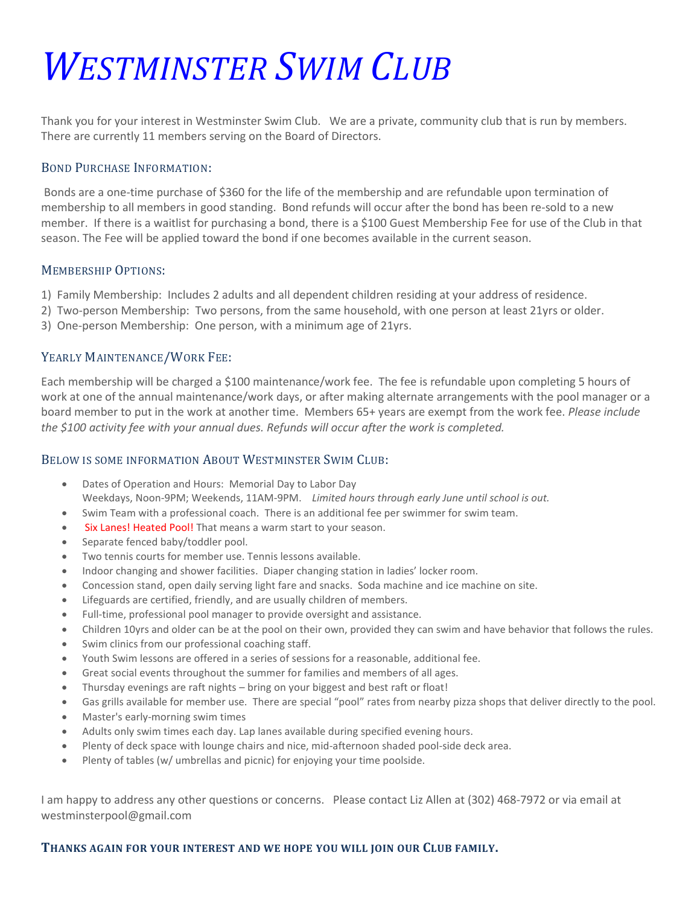# *Westminster Swim Club*

Thank you for your interest in Westminster Swim Club. We are a private, community club that is run by members. There are currently 11 members serving on the Board of Directors.

## Bond Purchase Information:

Bonds are a one-time purchase of $360 for the life of the membership and are refundable upon termination of membership to all members in good standing. Bond refunds will occur after the bond has been re-sold to a new member. If there is a waitlist for purchasing a bond, there is a $100 Guest Membership Fee for use of the Club in that season. The Fee will be applied toward the bond if one becomes available in the current season.

## Membership Options:

1) Family Membership: Includes 2 adults and all dependent children residing at your address of residence.
2) Two-person Membership: Two persons, from the same household, with one person at least 21yrs or older.
3) One-person Membership: One person, with a minimum age of 21yrs.

## Yearly Maintenance/Work Fee:

Each membership will be charged a $100 maintenance/work fee. The fee is refundable upon completing 5 hours of work at one of the annual maintenance/work days, or after making alternate arrangements with the pool manager or a board member to put in the work at another time. Members 65+ years are exempt from the work fee. *Please include the $100 activity fee with your annual dues. Refunds will occur after the work is completed.*

## Below is some information About Westminster Swim Club:

- Dates of Operation and Hours: Memorial Day to Labor Day
  Weekdays, Noon-9PM; Weekends, 11AM-9PM. *Limited hours through early June until school is out.*
- Swim Team with a professional coach. There is an additional fee per swimmer for swim team.
- Six Lanes! Heated Pool! That means a warm start to your season.
- Separate fenced baby/toddler pool.
- Two tennis courts for member use. Tennis lessons available.
- Indoor changing and shower facilities. Diaper changing station in ladies' locker room.
- Concession stand, open daily serving light fare and snacks. Soda machine and ice machine on site.
- Lifeguards are certified, friendly, and are usually children of members.
- Full-time, professional pool manager to provide oversight and assistance.
- Children 10yrs and older can be at the pool on their own, provided they can swim and have behavior that follows the rules.
- Swim clinics from our professional coaching staff.
- Youth Swim lessons are offered in a series of sessions for a reasonable, additional fee.
- Great social events throughout the summer for families and members of all ages.
- Thursday evenings are raft nights – bring on your biggest and best raft or float!
- Gas grills available for member use. There are special "pool" rates from nearby pizza shops that deliver directly to the pool.
- Master's early-morning swim times
- Adults only swim times each day. Lap lanes available during specified evening hours.
- Plenty of deck space with lounge chairs and nice, mid-afternoon shaded pool-side deck area.
- Plenty of tables (w/ umbrellas and picnic) for enjoying your time poolside.

I am happy to address any other questions or concerns. Please contact Liz Allen at (302) 468-7972 or via email at westminsterpool@gmail.com

**Thanks again for your interest and we hope you will join our Club family.**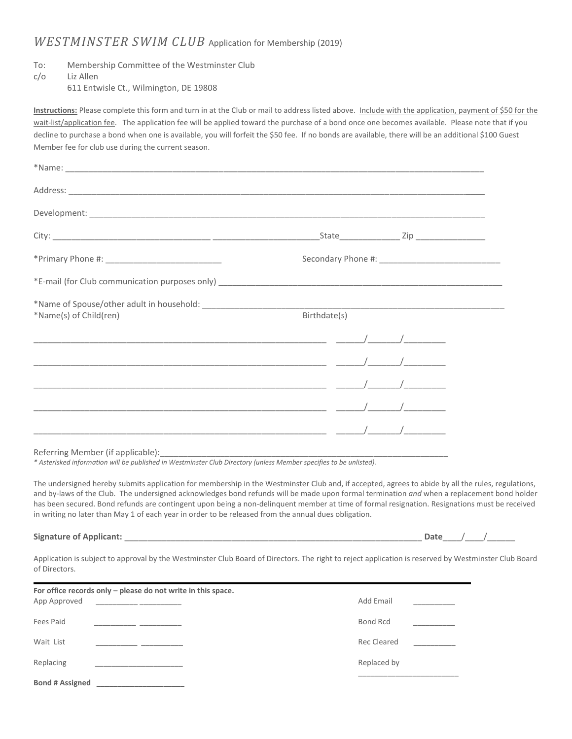# *WESTMINSTER SWIM CLUB* Application for Membership (2019)

To: Membership Committee of the Westminster Club
c/o Liz Allen
611 Entwisle Ct., Wilmington, DE 19808

**Instructions:** Please complete this form and turn in at the Club or mail to address listed above. Include with the application, payment of $50 for the wait-list/application fee. The application fee will be applied toward the purchase of a bond once one becomes available. Please note that if you decline to purchase a bond when one is available, you will forfeit the $50 fee. If no bonds are available, there will be an additional $100 Guest Member fee for club use during the current season.

*Name: ______________________________________________

Address: ______________________________________________

Development: ______________________________________________

City: ____________________ ____________________ State__________ Zip __________

*Primary Phone #: ____________________ Secondary Phone #: ____________________

*E-mail (for Club communication purposes only) ____________________

*Name of Spouse/other adult in household: ____________________

| *Name(s) of Child(ren) | Birthdate(s) |
|---|---|
| ______________________________ | ____/____/______ |
| ______________________________ | ____/____/______ |
| ______________________________ | ____/____/______ |
| ______________________________ | ____/____/______ |
| ______________________________ | ____/____/______ |

Referring Member (if applicable):____________________

*\* Asterisked information will be published in Westminster Club Directory (unless Member specifies to be unlisted).*

The undersigned hereby submits application for membership in the Westminster Club and, if accepted, agrees to abide by all the rules, regulations, and by-laws of the Club. The undersigned acknowledges bond refunds will be made upon formal termination *and* when a replacement bond holder has been secured. Bond refunds are contingent upon being a non-delinquent member at time of formal resignation. Resignations must be received in writing no later than May 1 of each year in order to be released from the annual dues obligation.

**Signature of Applicant:** ______________________________ **Date**____/____/______

Application is subject to approval by the Westminster Club Board of Directors. The right to reject application is reserved by Westminster Club Board of Directors.

---

**For office records only – please do not write in this space.**

| | | | |
|---|---|---|---|
| App Approved | __________ __________ | Add Email | __________ |
| Fees Paid | __________ __________ | Bond Rcd | __________ |
| Wait List | __________ __________ | Rec Cleared | __________ |
| Replacing | ____________________ | Replaced by | ____________________ |
| **Bond # Assigned** | ____________________ | | |